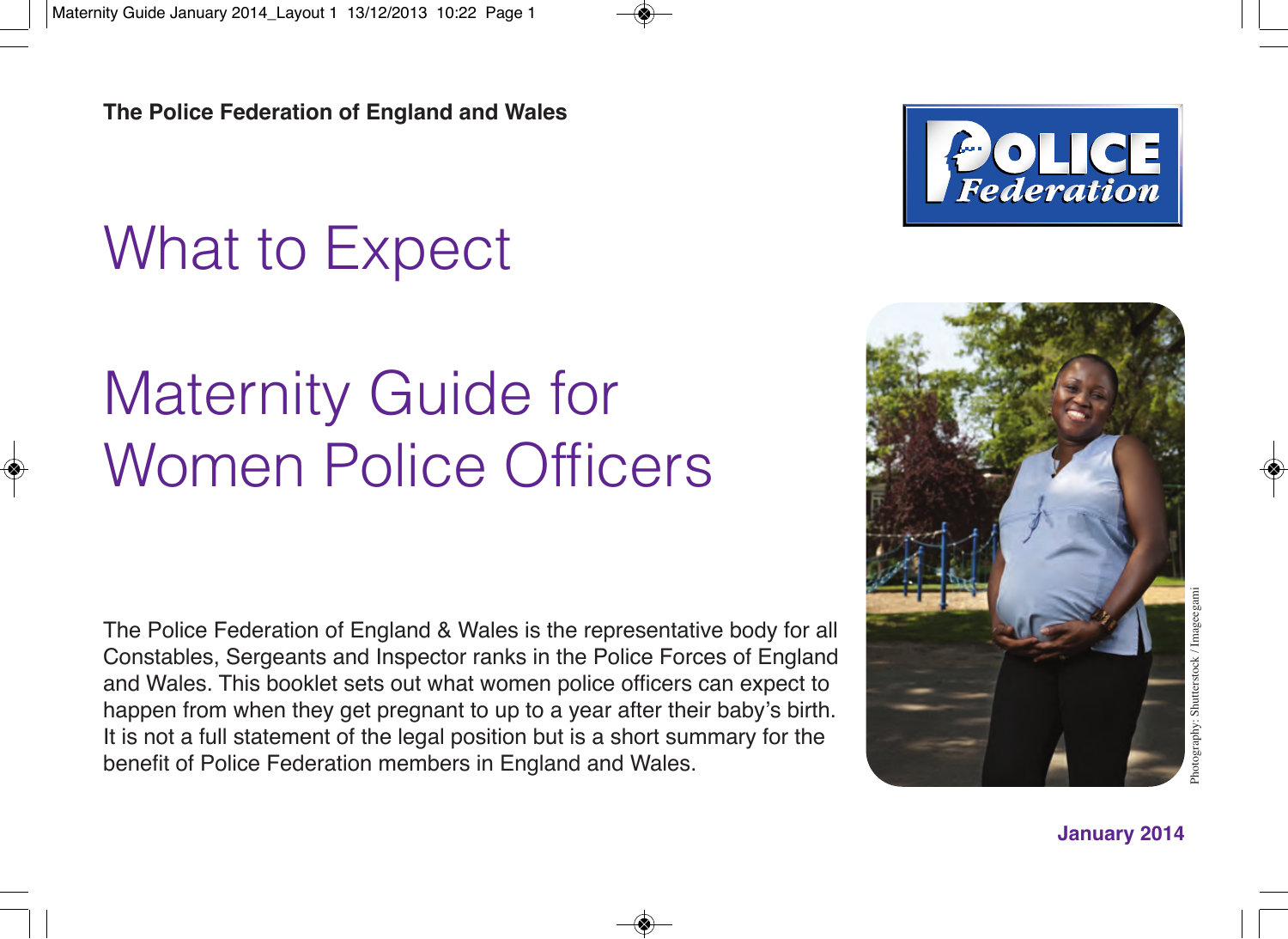**The Police Federation of England and Wales**

# What to Expect

# Maternity Guide for Women Police Officers

The Police Federation of England & Wales is the representative body for all Constables, Sergeants and Inspector ranks in the Police Forces of England and Wales. This booklet sets out what women police officers can expect to happen from when they get pregnant to up to a year after their baby's birth. It is not a full statement of the legal position but is a short summary for the benefit of Police Federation members in England and Wales.

Photography: Shutterstock / Imageegami

**January 2014**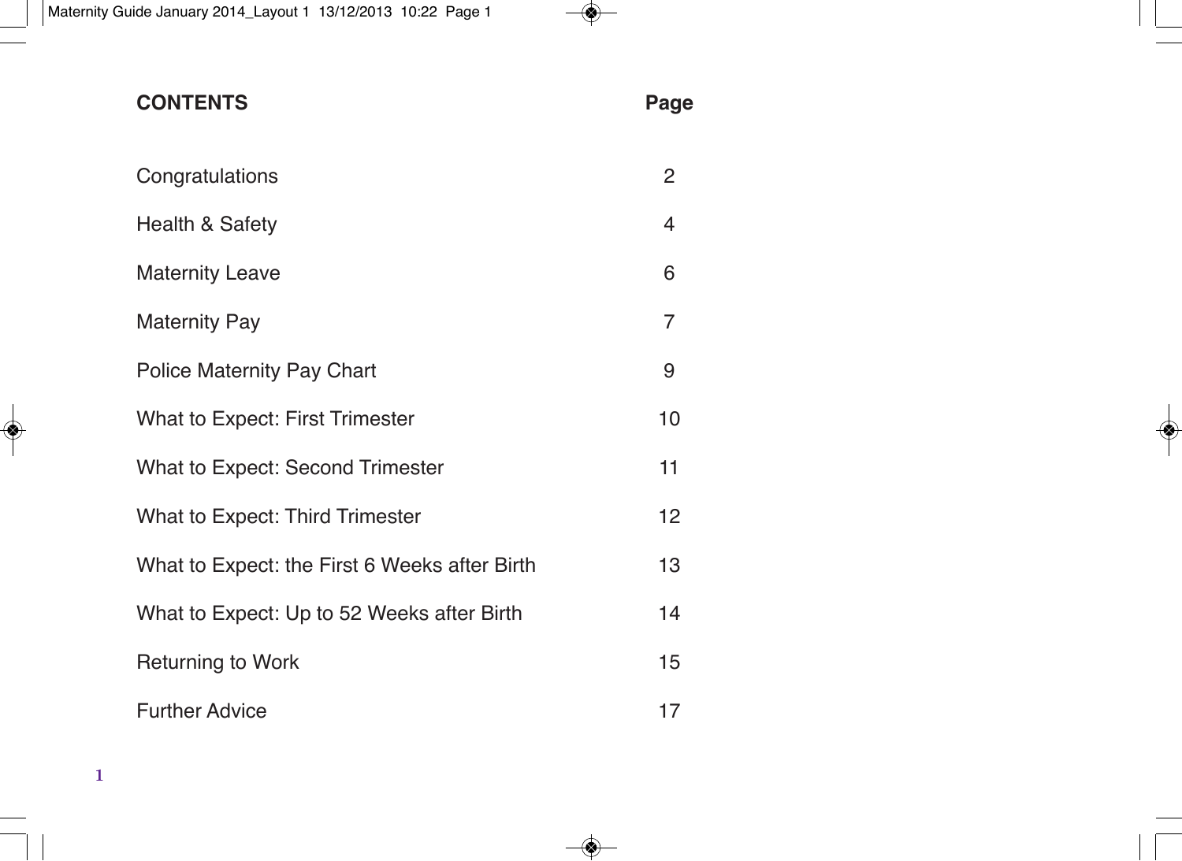# CONTENTS

| CONTENTS | Page |
| --- | --- |
| Congratulations | 2 |
| Health & Safety | 4 |
| Maternity Leave | 6 |
| Maternity Pay | 7 |
| Police Maternity Pay Chart | 9 |
| What to Expect: First Trimester | 10 |
| What to Expect: Second Trimester | 11 |
| What to Expect: Third Trimester | 12 |
| What to Expect: the First 6 Weeks after Birth | 13 |
| What to Expect: Up to 52 Weeks after Birth | 14 |
| Returning to Work | 15 |
| Further Advice | 17 |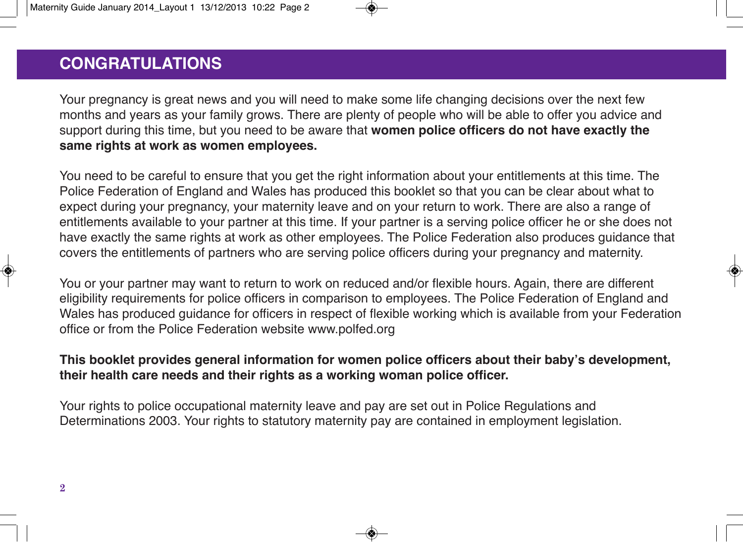## CONGRATULATIONS

Your pregnancy is great news and you will need to make some life changing decisions over the next few months and years as your family grows. There are plenty of people who will be able to offer you advice and support during this time, but you need to be aware that **women police officers do not have exactly the same rights at work as women employees.**

You need to be careful to ensure that you get the right information about your entitlements at this time. The Police Federation of England and Wales has produced this booklet so that you can be clear about what to expect during your pregnancy, your maternity leave and on your return to work. There are also a range of entitlements available to your partner at this time. If your partner is a serving police officer he or she does not have exactly the same rights at work as other employees. The Police Federation also produces guidance that covers the entitlements of partners who are serving police officers during your pregnancy and maternity.

You or your partner may want to return to work on reduced and/or flexible hours. Again, there are different eligibility requirements for police officers in comparison to employees. The Police Federation of England and Wales has produced guidance for officers in respect of flexible working which is available from your Federation office or from the Police Federation website www.polfed.org

**This booklet provides general information for women police officers about their baby's development, their health care needs and their rights as a working woman police officer.**

Your rights to police occupational maternity leave and pay are set out in Police Regulations and Determinations 2003. Your rights to statutory maternity pay are contained in employment legislation.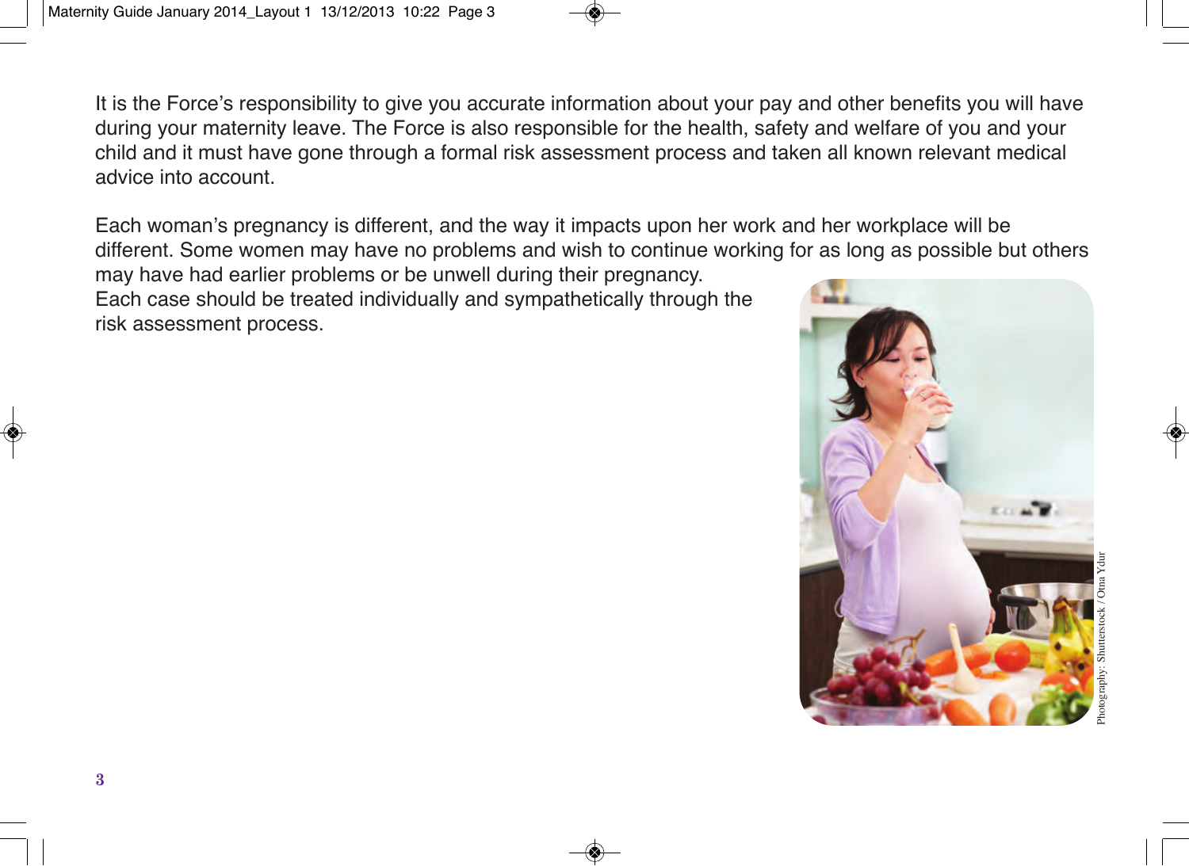It is the Force's responsibility to give you accurate information about your pay and other benefits you will have during your maternity leave. The Force is also responsible for the health, safety and welfare of you and your child and it must have gone through a formal risk assessment process and taken all known relevant medical advice into account.

Each woman's pregnancy is different, and the way it impacts upon her work and her workplace will be different. Some women may have no problems and wish to continue working for as long as possible but others may have had earlier problems or be unwell during their pregnancy.
Each case should be treated individually and sympathetically through the risk assessment process.

Photography: Shutterstock / Oma Ydur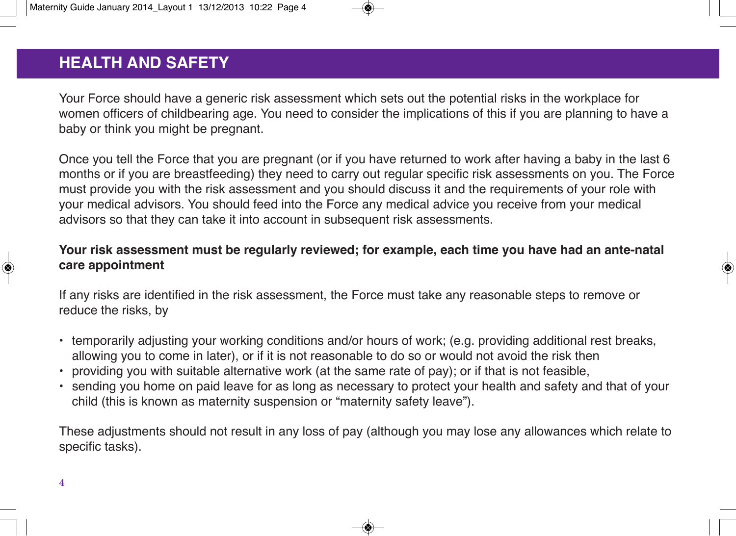## HEALTH AND SAFETY

Your Force should have a generic risk assessment which sets out the potential risks in the workplace for women officers of childbearing age. You need to consider the implications of this if you are planning to have a baby or think you might be pregnant.

Once you tell the Force that you are pregnant (or if you have returned to work after having a baby in the last 6 months or if you are breastfeeding) they need to carry out regular specific risk assessments on you. The Force must provide you with the risk assessment and you should discuss it and the requirements of your role with your medical advisors. You should feed into the Force any medical advice you receive from your medical advisors so that they can take it into account in subsequent risk assessments.

**Your risk assessment must be regularly reviewed; for example, each time you have had an ante-natal care appointment**

If any risks are identified in the risk assessment, the Force must take any reasonable steps to remove or reduce the risks, by

- temporarily adjusting your working conditions and/or hours of work; (e.g. providing additional rest breaks, allowing you to come in later), or if it is not reasonable to do so or would not avoid the risk then
- providing you with suitable alternative work (at the same rate of pay); or if that is not feasible,
- sending you home on paid leave for as long as necessary to protect your health and safety and that of your child (this is known as maternity suspension or "maternity safety leave").

These adjustments should not result in any loss of pay (although you may lose any allowances which relate to specific tasks).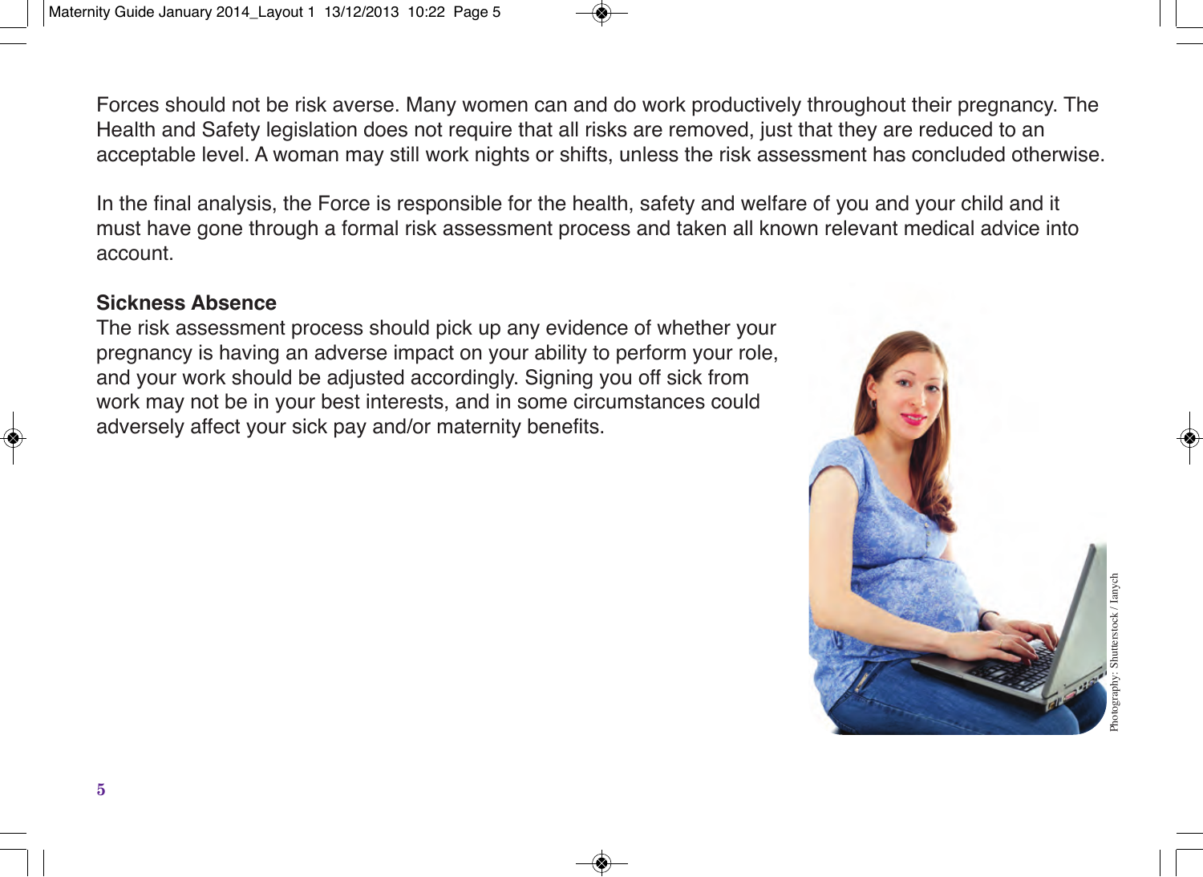Forces should not be risk averse. Many women can and do work productively throughout their pregnancy. The Health and Safety legislation does not require that all risks are removed, just that they are reduced to an acceptable level. A woman may still work nights or shifts, unless the risk assessment has concluded otherwise.

In the final analysis, the Force is responsible for the health, safety and welfare of you and your child and it must have gone through a formal risk assessment process and taken all known relevant medical advice into account.

**Sickness Absence**

The risk assessment process should pick up any evidence of whether your pregnancy is having an adverse impact on your ability to perform your role, and your work should be adjusted accordingly. Signing you off sick from work may not be in your best interests, and in some circumstances could adversely affect your sick pay and/or maternity benefits.

Photography: Shutterstock / Ianych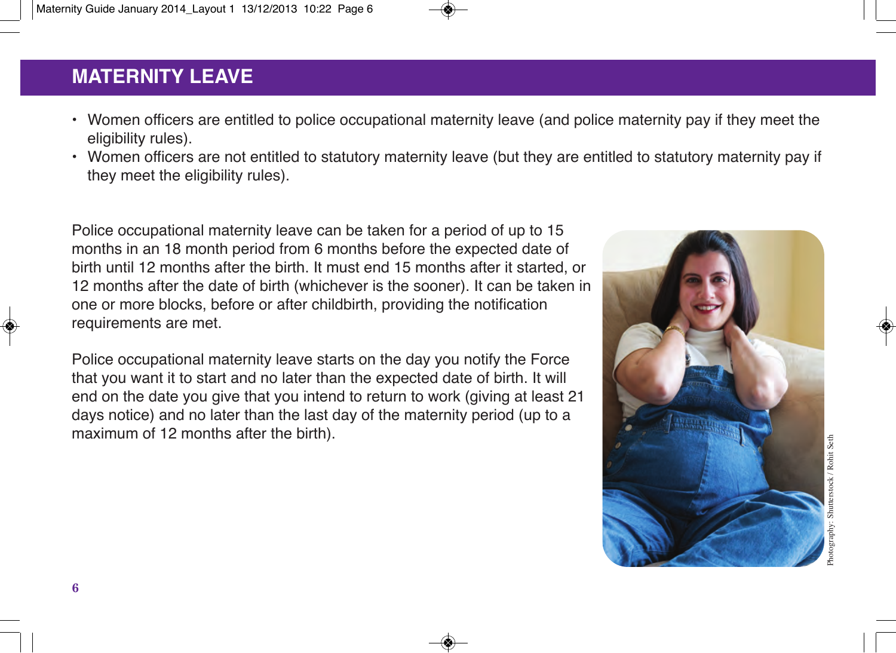## MATERNITY LEAVE

- Women officers are entitled to police occupational maternity leave (and police maternity pay if they meet the eligibility rules).
- Women officers are not entitled to statutory maternity leave (but they are entitled to statutory maternity pay if they meet the eligibility rules).

Police occupational maternity leave can be taken for a period of up to 15 months in an 18 month period from 6 months before the expected date of birth until 12 months after the birth. It must end 15 months after it started, or 12 months after the date of birth (whichever is the sooner). It can be taken in one or more blocks, before or after childbirth, providing the notification requirements are met.

Police occupational maternity leave starts on the day you notify the Force that you want it to start and no later than the expected date of birth. It will end on the date you give that you intend to return to work (giving at least 21 days notice) and no later than the last day of the maternity period (up to a maximum of 12 months after the birth).

Photography: Shutterstock / Rohit Seth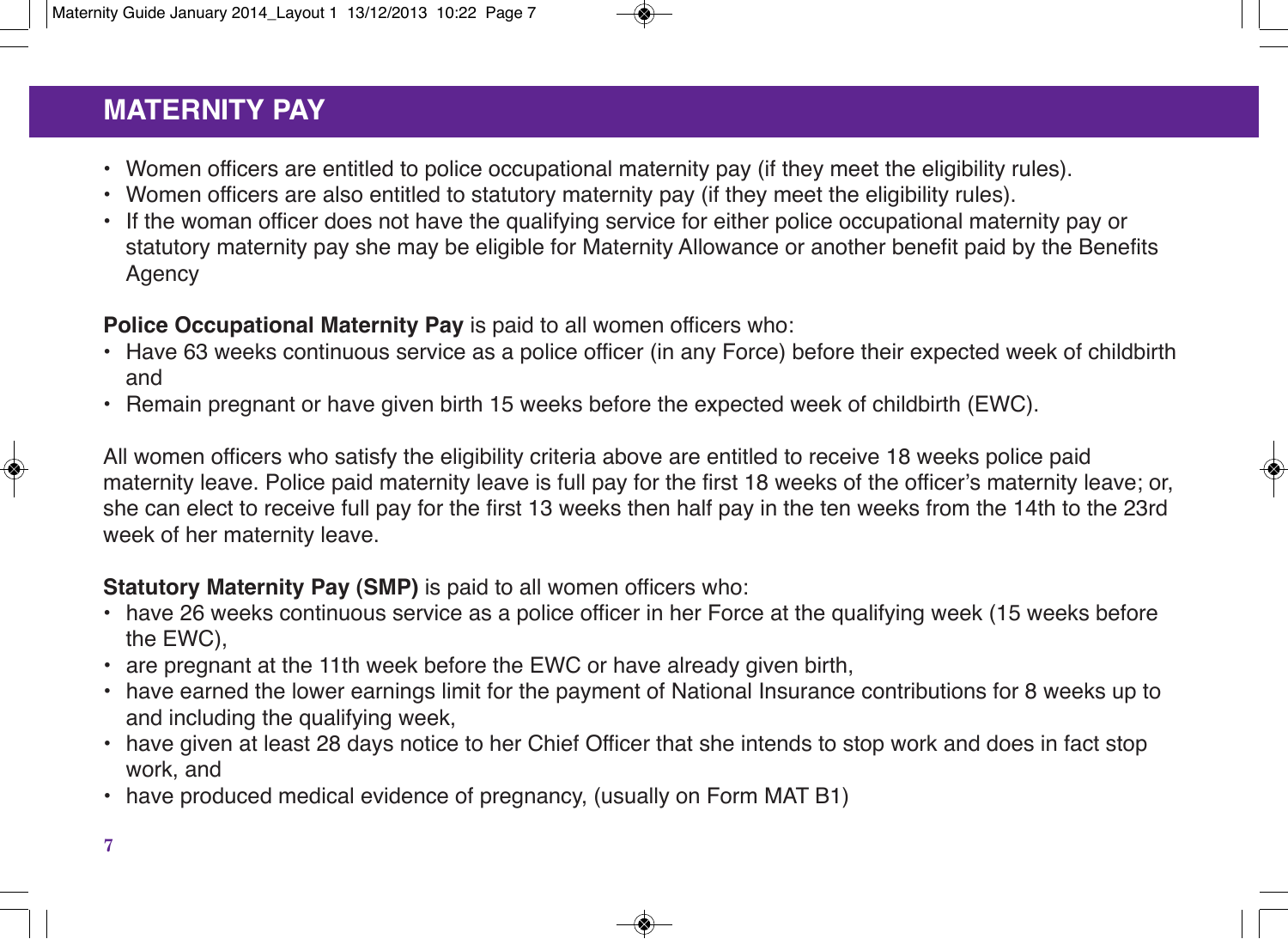## MATERNITY PAY

- Women officers are entitled to police occupational maternity pay (if they meet the eligibility rules).
- Women officers are also entitled to statutory maternity pay (if they meet the eligibility rules).
- If the woman officer does not have the qualifying service for either police occupational maternity pay or statutory maternity pay she may be eligible for Maternity Allowance or another benefit paid by the Benefits Agency

**Police Occupational Maternity Pay** is paid to all women officers who:

- Have 63 weeks continuous service as a police officer (in any Force) before their expected week of childbirth and
- Remain pregnant or have given birth 15 weeks before the expected week of childbirth (EWC).

All women officers who satisfy the eligibility criteria above are entitled to receive 18 weeks police paid maternity leave. Police paid maternity leave is full pay for the first 18 weeks of the officer's maternity leave; or, she can elect to receive full pay for the first 13 weeks then half pay in the ten weeks from the 14th to the 23rd week of her maternity leave.

**Statutory Maternity Pay (SMP)** is paid to all women officers who:

- have 26 weeks continuous service as a police officer in her Force at the qualifying week (15 weeks before the EWC),
- are pregnant at the 11th week before the EWC or have already given birth,
- have earned the lower earnings limit for the payment of National Insurance contributions for 8 weeks up to and including the qualifying week,
- have given at least 28 days notice to her Chief Officer that she intends to stop work and does in fact stop work, and
- have produced medical evidence of pregnancy, (usually on Form MAT B1)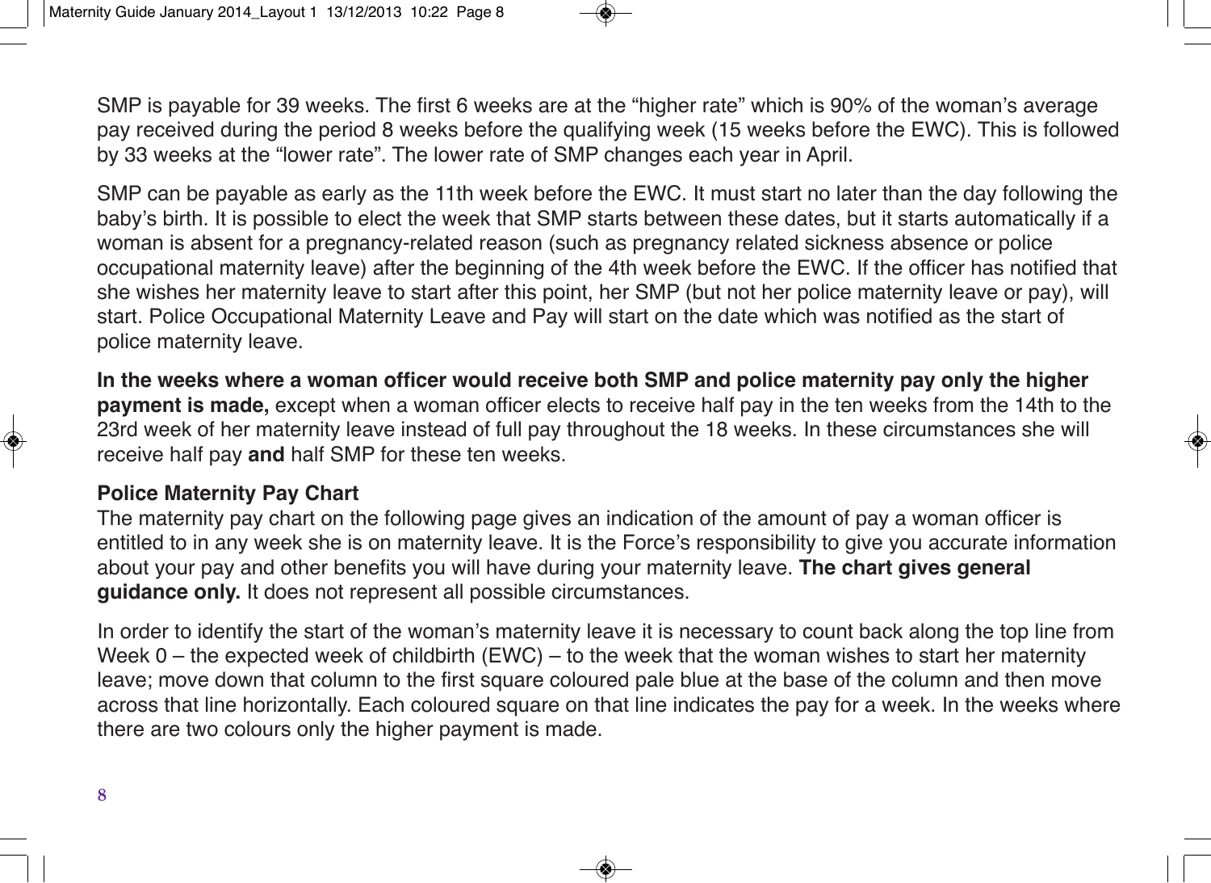SMP is payable for 39 weeks. The first 6 weeks are at the "higher rate" which is 90% of the woman's average pay received during the period 8 weeks before the qualifying week (15 weeks before the EWC). This is followed by 33 weeks at the "lower rate". The lower rate of SMP changes each year in April.

SMP can be payable as early as the 11th week before the EWC. It must start no later than the day following the baby's birth. It is possible to elect the week that SMP starts between these dates, but it starts automatically if a woman is absent for a pregnancy-related reason (such as pregnancy related sickness absence or police occupational maternity leave) after the beginning of the 4th week before the EWC. If the officer has notified that she wishes her maternity leave to start after this point, her SMP (but not her police maternity leave or pay), will start. Police Occupational Maternity Leave and Pay will start on the date which was notified as the start of police maternity leave.

**In the weeks where a woman officer would receive both SMP and police maternity pay only the higher payment is made,** except when a woman officer elects to receive half pay in the ten weeks from the 14th to the 23rd week of her maternity leave instead of full pay throughout the 18 weeks. In these circumstances she will receive half pay **and** half SMP for these ten weeks.

**Police Maternity Pay Chart**

The maternity pay chart on the following page gives an indication of the amount of pay a woman officer is entitled to in any week she is on maternity leave. It is the Force's responsibility to give you accurate information about your pay and other benefits you will have during your maternity leave. **The chart gives general guidance only.** It does not represent all possible circumstances.

In order to identify the start of the woman's maternity leave it is necessary to count back along the top line from Week 0 – the expected week of childbirth (EWC) – to the week that the woman wishes to start her maternity leave; move down that column to the first square coloured pale blue at the base of the column and then move across that line horizontally. Each coloured square on that line indicates the pay for a week. In the weeks where there are two colours only the higher payment is made.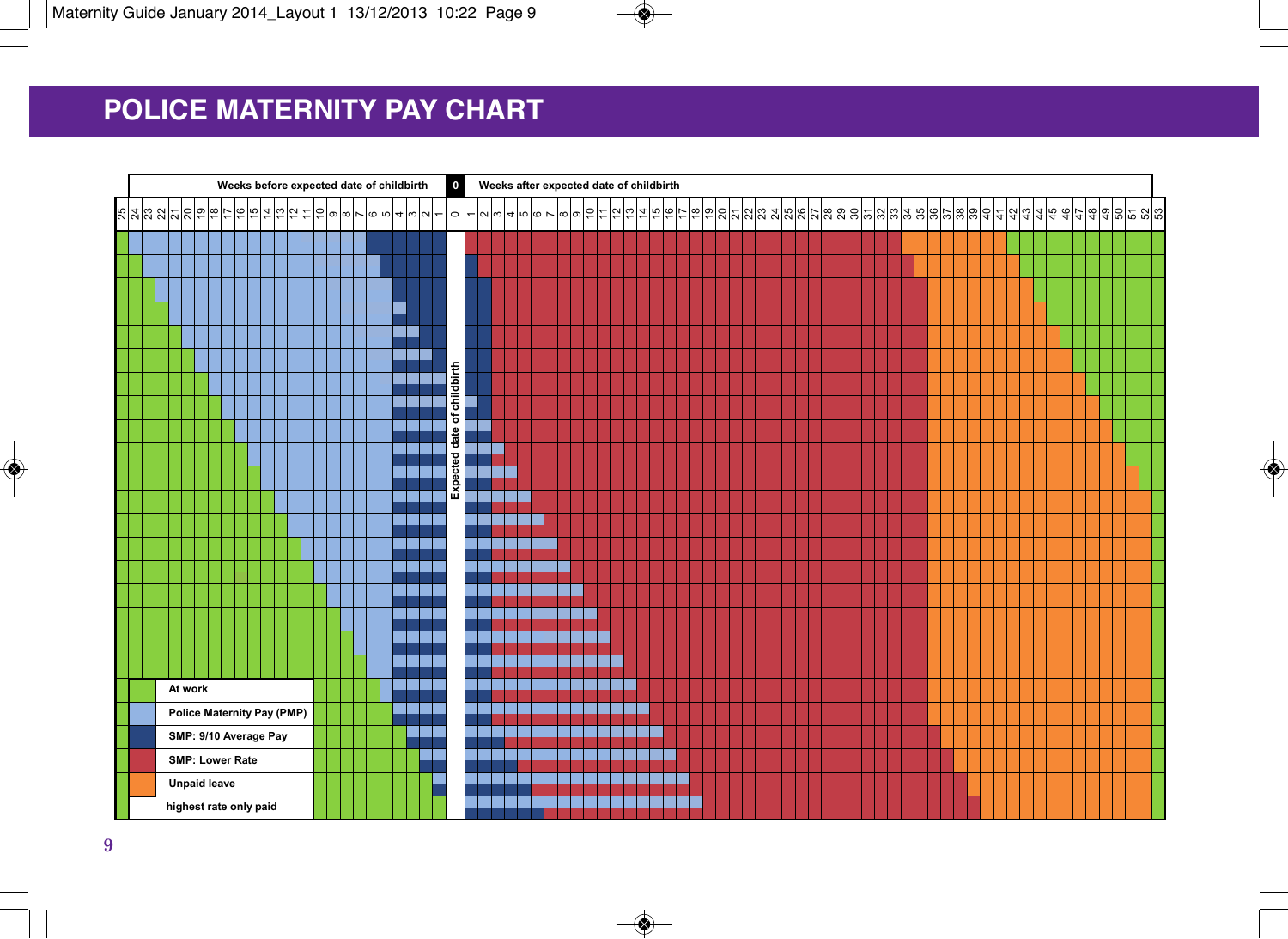# POLICE MATERNITY PAY CHART

Weeks before expected date of childbirth | 0 | Weeks after expected date of childbirth

25 24 23 22 21 20 19 18 17 16 15 14 13 12 11 10 9 8 7 6 5 4 3 2 1 | 0 | 1 2 3 4 5 6 7 8 9 10 11 12 13 14 15 16 17 18 19 20 21 22 23 24 25 26 27 28 29 30 31 32 33 34 35 36 37 38 39 40 41 42 43 44 45 46 47 48 49 50 51 52 53

Expected date of childbirth

| Key |
|---|
| At work |
| Police Maternity Pay (PMP) |
| SMP: 9/10 Average Pay |
| SMP: Lower Rate |
| Unpaid leave |
| highest rate only paid |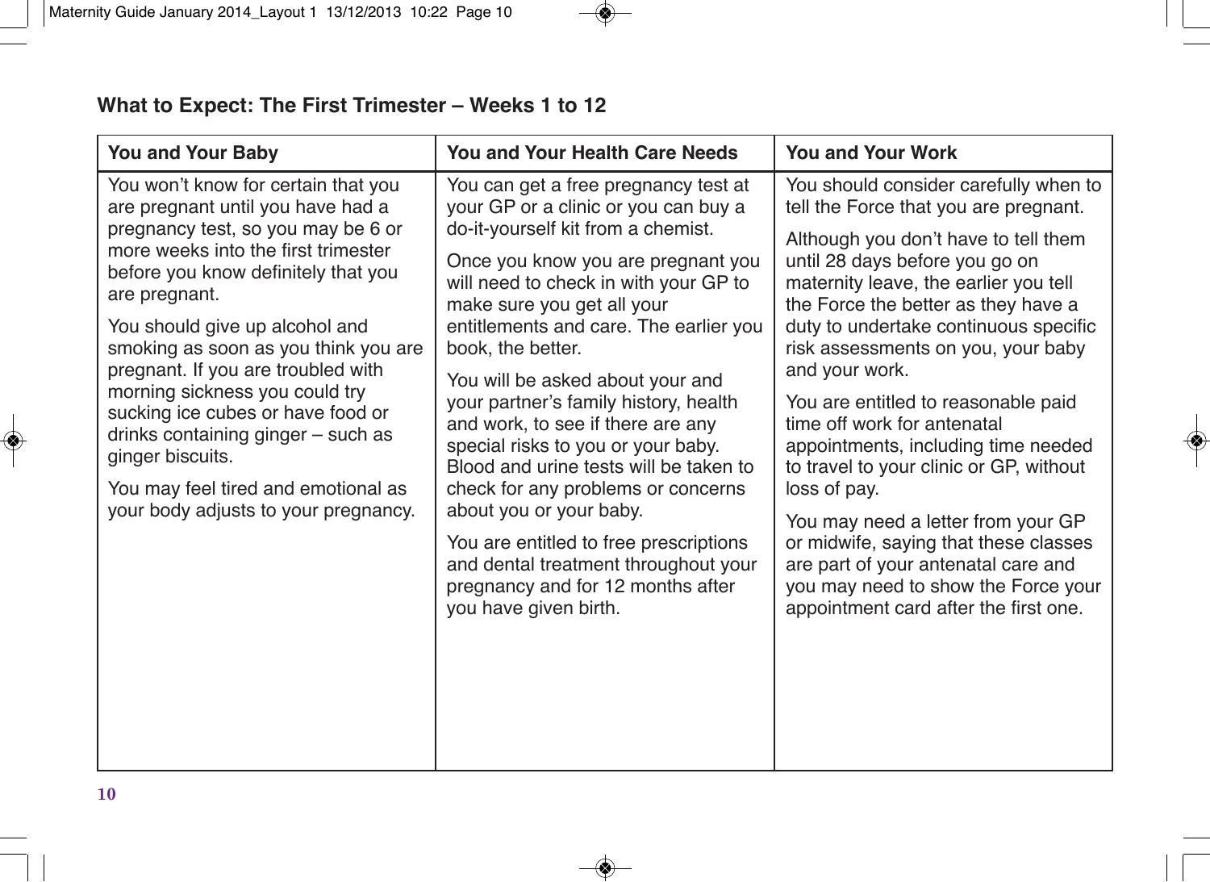## What to Expect: The First Trimester – Weeks 1 to 12

| You and Your Baby | You and Your Health Care Needs | You and Your Work |
|---|---|---|
| You won't know for certain that you are pregnant until you have had a pregnancy test, so you may be 6 or more weeks into the first trimester before you know definitely that you are pregnant.<br><br>You should give up alcohol and smoking as soon as you think you are pregnant. If you are troubled with morning sickness you could try sucking ice cubes or have food or drinks containing ginger – such as ginger biscuits.<br><br>You may feel tired and emotional as your body adjusts to your pregnancy. | You can get a free pregnancy test at your GP or a clinic or you can buy a do-it-yourself kit from a chemist.<br><br>Once you know you are pregnant you will need to check in with your GP to make sure you get all your entitlements and care. The earlier you book, the better.<br><br>You will be asked about your and your partner's family history, health and work, to see if there are any special risks to you or your baby. Blood and urine tests will be taken to check for any problems or concerns about you or your baby.<br><br>You are entitled to free prescriptions and dental treatment throughout your pregnancy and for 12 months after you have given birth. | You should consider carefully when to tell the Force that you are pregnant.<br><br>Although you don't have to tell them until 28 days before you go on maternity leave, the earlier you tell the Force the better as they have a duty to undertake continuous specific risk assessments on you, your baby and your work.<br><br>You are entitled to reasonable paid time off work for antenatal appointments, including time needed to travel to your clinic or GP, without loss of pay.<br><br>You may need a letter from your GP or midwife, saying that these classes are part of your antenatal care and you may need to show the Force your appointment card after the first one. |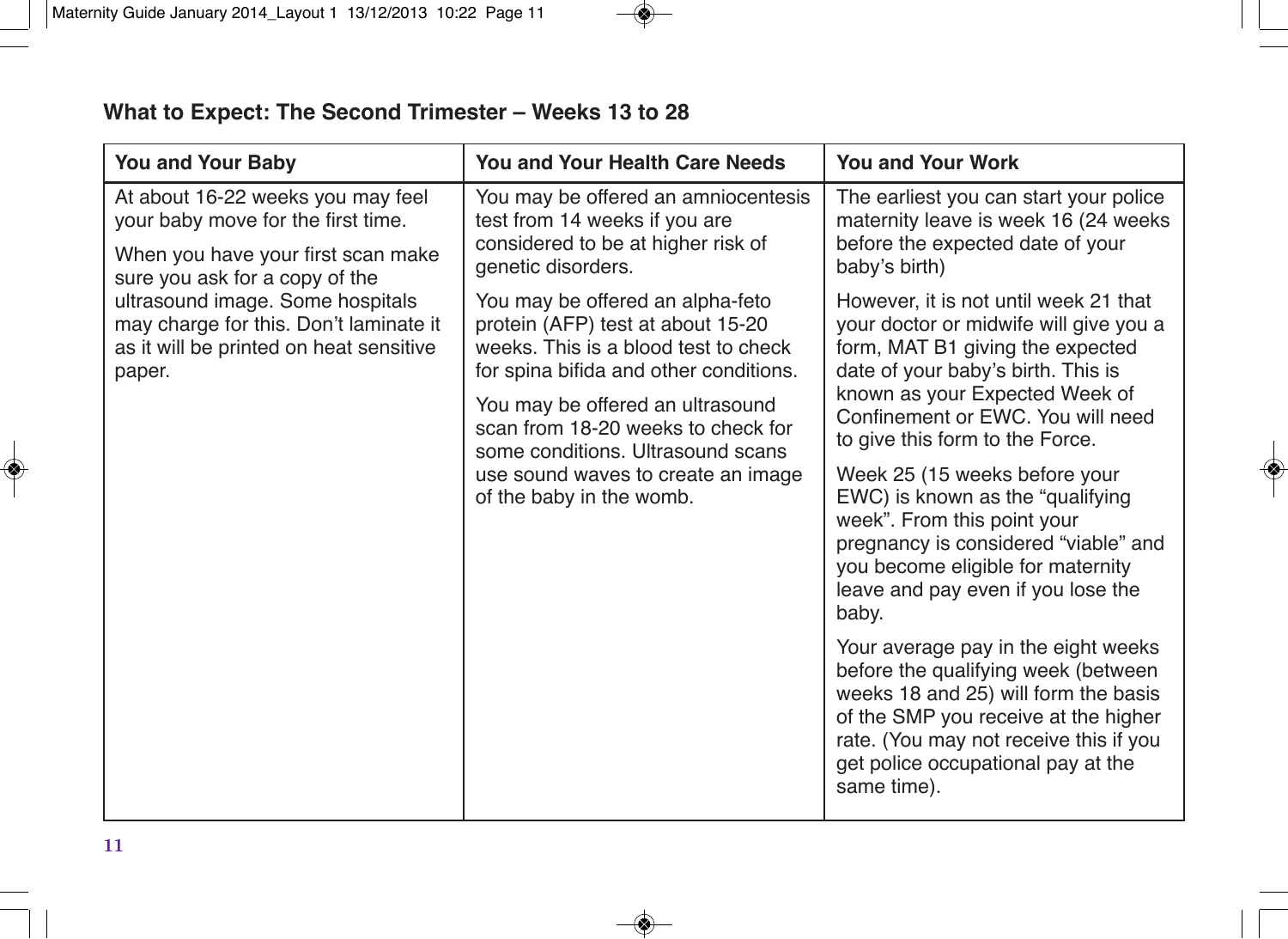## What to Expect: The Second Trimester – Weeks 13 to 28

| You and Your Baby | You and Your Health Care Needs | You and Your Work |
| --- | --- | --- |
| At about 16-22 weeks you may feel your baby move for the first time.<br><br>When you have your first scan make sure you ask for a copy of the ultrasound image. Some hospitals may charge for this. Don't laminate it as it will be printed on heat sensitive paper. | You may be offered an amniocentesis test from 14 weeks if you are considered to be at higher risk of genetic disorders.<br><br>You may be offered an alpha-feto protein (AFP) test at about 15-20 weeks. This is a blood test to check for spina bifida and other conditions.<br><br>You may be offered an ultrasound scan from 18-20 weeks to check for some conditions. Ultrasound scans use sound waves to create an image of the baby in the womb. | The earliest you can start your police maternity leave is week 16 (24 weeks before the expected date of your baby's birth)<br><br>However, it is not until week 21 that your doctor or midwife will give you a form, MAT B1 giving the expected date of your baby's birth. This is known as your Expected Week of Confinement or EWC. You will need to give this form to the Force.<br><br>Week 25 (15 weeks before your EWC) is known as the "qualifying week". From this point your pregnancy is considered "viable" and you become eligible for maternity leave and pay even if you lose the baby.<br><br>Your average pay in the eight weeks before the qualifying week (between weeks 18 and 25) will form the basis of the SMP you receive at the higher rate. (You may not receive this if you get police occupational pay at the same time). |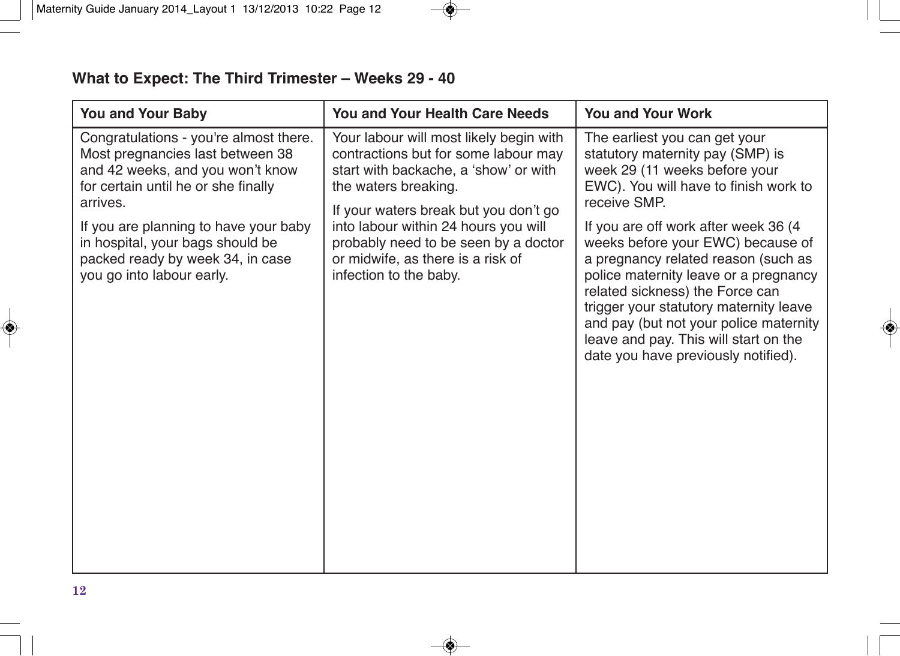## What to Expect: The Third Trimester – Weeks 29 - 40

| You and Your Baby | You and Your Health Care Needs | You and Your Work |
|---|---|---|
| Congratulations - you're almost there. Most pregnancies last between 38 and 42 weeks, and you won't know for certain until he or she finally arrives.<br><br>If you are planning to have your baby in hospital, your bags should be packed ready by week 34, in case you go into labour early. | Your labour will most likely begin with contractions but for some labour may start with backache, a 'show' or with the waters breaking.<br><br>If your waters break but you don't go into labour within 24 hours you will probably need to be seen by a doctor or midwife, as there is a risk of infection to the baby. | The earliest you can get your statutory maternity pay (SMP) is week 29 (11 weeks before your EWC). You will have to finish work to receive SMP.<br><br>If you are off work after week 36 (4 weeks before your EWC) because of a pregnancy related reason (such as police maternity leave or a pregnancy related sickness) the Force can trigger your statutory maternity leave and pay (but not your police maternity leave and pay. This will start on the date you have previously notified). |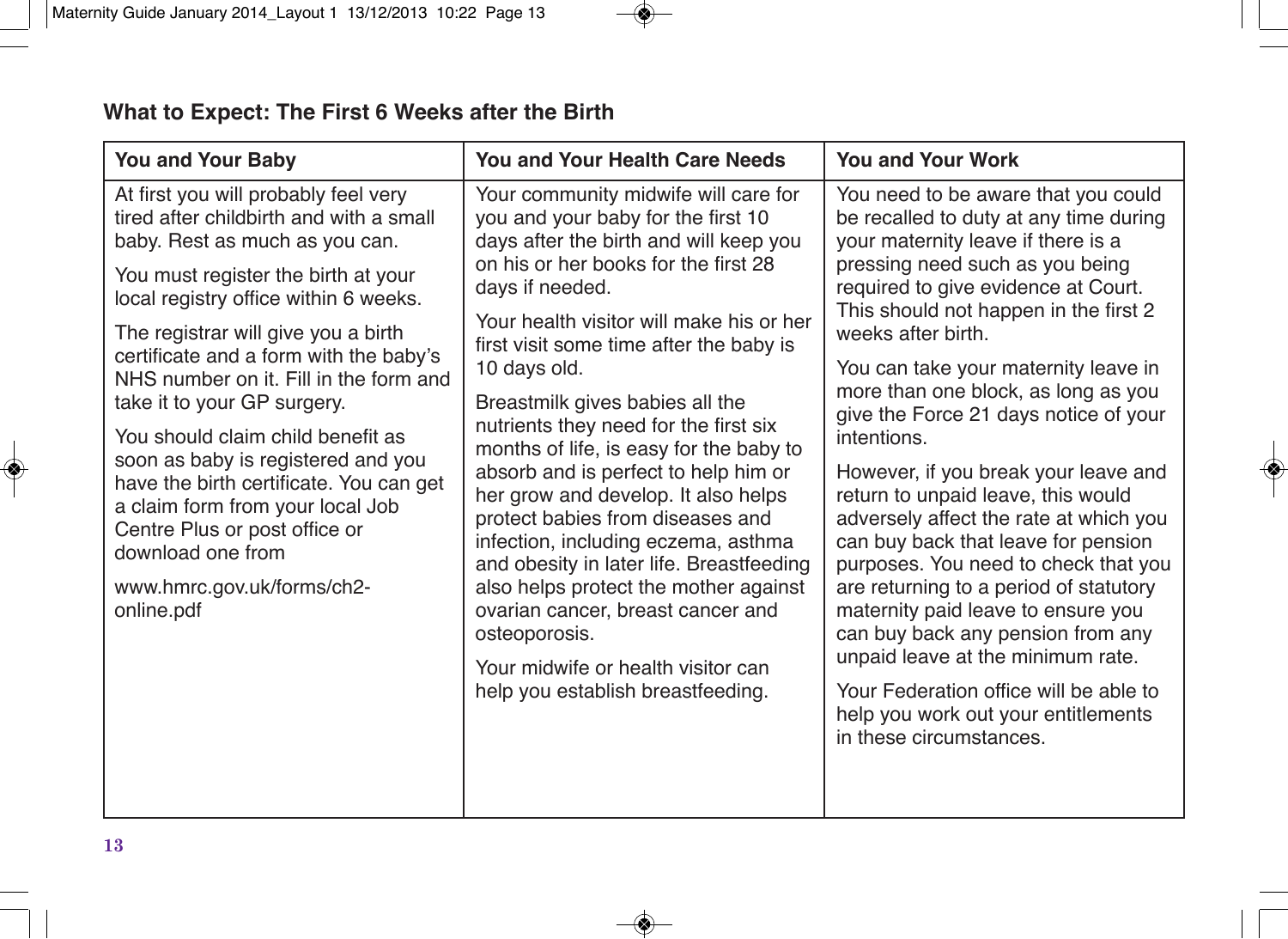## What to Expect: The First 6 Weeks after the Birth

| You and Your Baby | You and Your Health Care Needs | You and Your Work |
|---|---|---|
| At first you will probably feel very tired after childbirth and with a small baby. Rest as much as you can.<br><br>You must register the birth at your local registry office within 6 weeks.<br><br>The registrar will give you a birth certificate and a form with the baby's NHS number on it. Fill in the form and take it to your GP surgery.<br><br>You should claim child benefit as soon as baby is registered and you have the birth certificate. You can get a claim form from your local Job Centre Plus or post office or download one from<br><br>www.hmrc.gov.uk/forms/ch2-online.pdf | Your community midwife will care for you and your baby for the first 10 days after the birth and will keep you on his or her books for the first 28 days if needed.<br><br>Your health visitor will make his or her first visit some time after the baby is 10 days old.<br><br>Breastmilk gives babies all the nutrients they need for the first six months of life, is easy for the baby to absorb and is perfect to help him or her grow and develop. It also helps protect babies from diseases and infection, including eczema, asthma and obesity in later life. Breastfeeding also helps protect the mother against ovarian cancer, breast cancer and osteoporosis.<br><br>Your midwife or health visitor can help you establish breastfeeding. | You need to be aware that you could be recalled to duty at any time during your maternity leave if there is a pressing need such as you being required to give evidence at Court. This should not happen in the first 2 weeks after birth.<br><br>You can take your maternity leave in more than one block, as long as you give the Force 21 days notice of your intentions.<br><br>However, if you break your leave and return to unpaid leave, this would adversely affect the rate at which you can buy back that leave for pension purposes. You need to check that you are returning to a period of statutory maternity paid leave to ensure you can buy back any pension from any unpaid leave at the minimum rate.<br><br>Your Federation office will be able to help you work out your entitlements in these circumstances. |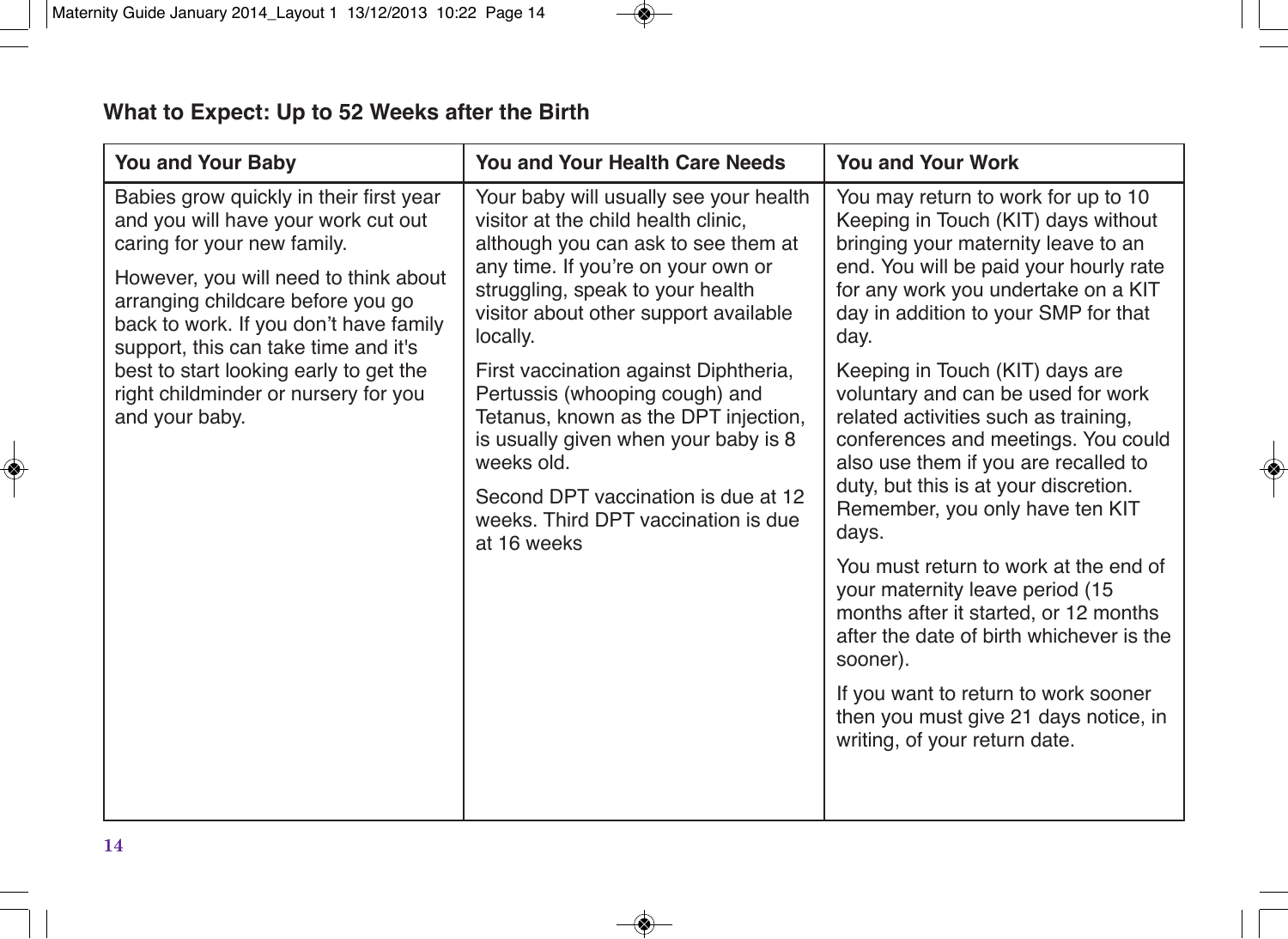## What to Expect: Up to 52 Weeks after the Birth

| You and Your Baby | You and Your Health Care Needs | You and Your Work |
|---|---|---|
| Babies grow quickly in their first year and you will have your work cut out caring for your new family.<br><br>However, you will need to think about arranging childcare before you go back to work. If you don't have family support, this can take time and it's best to start looking early to get the right childminder or nursery for you and your baby. | Your baby will usually see your health visitor at the child health clinic, although you can ask to see them at any time. If you're on your own or struggling, speak to your health visitor about other support available locally.<br><br>First vaccination against Diphtheria, Pertussis (whooping cough) and Tetanus, known as the DPT injection, is usually given when your baby is 8 weeks old.<br><br>Second DPT vaccination is due at 12 weeks. Third DPT vaccination is due at 16 weeks | You may return to work for up to 10 Keeping in Touch (KIT) days without bringing your maternity leave to an end. You will be paid your hourly rate for any work you undertake on a KIT day in addition to your SMP for that day.<br><br>Keeping in Touch (KIT) days are voluntary and can be used for work related activities such as training, conferences and meetings. You could also use them if you are recalled to duty, but this is at your discretion. Remember, you only have ten KIT days.<br><br>You must return to work at the end of your maternity leave period (15 months after it started, or 12 months after the date of birth whichever is the sooner).<br><br>If you want to return to work sooner then you must give 21 days notice, in writing, of your return date. |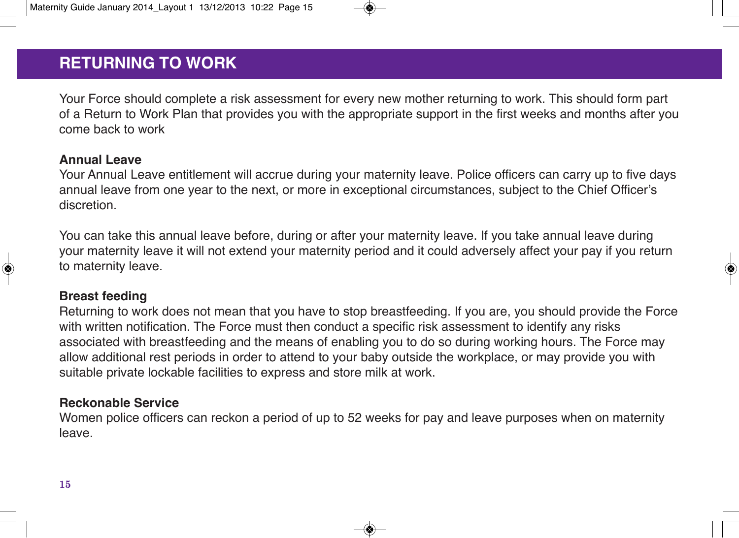# RETURNING TO WORK

Your Force should complete a risk assessment for every new mother returning to work. This should form part of a Return to Work Plan that provides you with the appropriate support in the first weeks and months after you come back to work

**Annual Leave**

Your Annual Leave entitlement will accrue during your maternity leave. Police officers can carry up to five days annual leave from one year to the next, or more in exceptional circumstances, subject to the Chief Officer's discretion.

You can take this annual leave before, during or after your maternity leave. If you take annual leave during your maternity leave it will not extend your maternity period and it could adversely affect your pay if you return to maternity leave.

**Breast feeding**

Returning to work does not mean that you have to stop breastfeeding. If you are, you should provide the Force with written notification. The Force must then conduct a specific risk assessment to identify any risks associated with breastfeeding and the means of enabling you to do so during working hours. The Force may allow additional rest periods in order to attend to your baby outside the workplace, or may provide you with suitable private lockable facilities to express and store milk at work.

**Reckonable Service**

Women police officers can reckon a period of up to 52 weeks for pay and leave purposes when on maternity leave.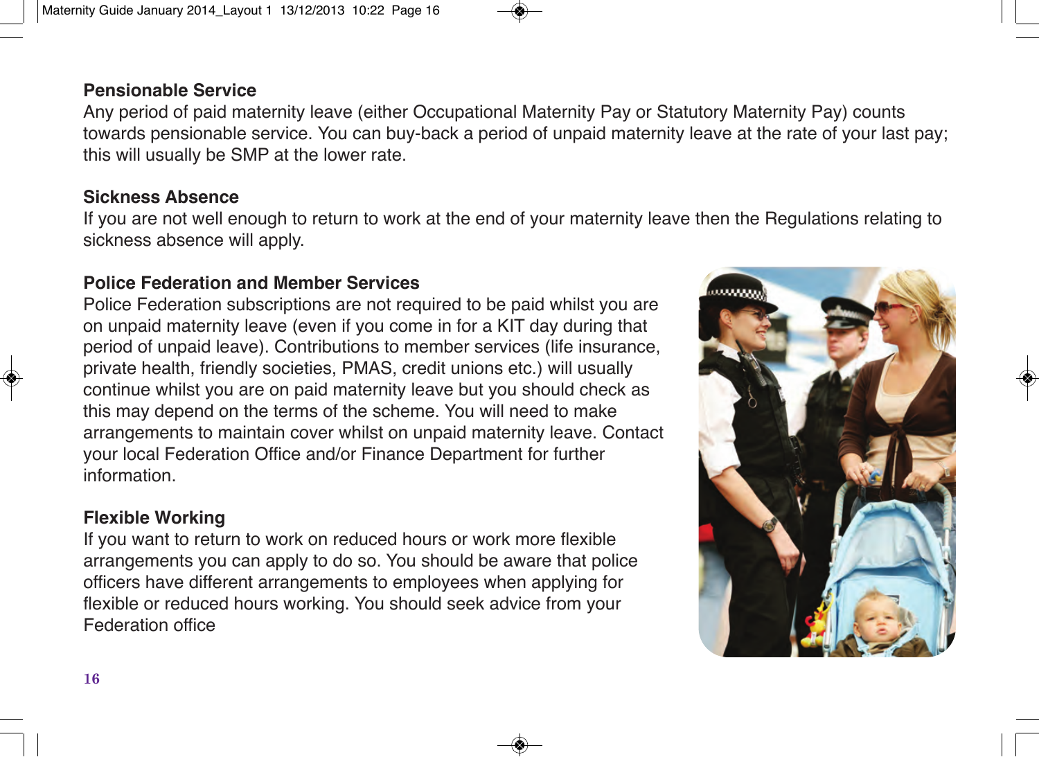**Pensionable Service**

Any period of paid maternity leave (either Occupational Maternity Pay or Statutory Maternity Pay) counts towards pensionable service. You can buy-back a period of unpaid maternity leave at the rate of your last pay; this will usually be SMP at the lower rate.

**Sickness Absence**

If you are not well enough to return to work at the end of your maternity leave then the Regulations relating to sickness absence will apply.

**Police Federation and Member Services**

Police Federation subscriptions are not required to be paid whilst you are on unpaid maternity leave (even if you come in for a KIT day during that period of unpaid leave). Contributions to member services (life insurance, private health, friendly societies, PMAS, credit unions etc.) will usually continue whilst you are on paid maternity leave but you should check as this may depend on the terms of the scheme. You will need to make arrangements to maintain cover whilst on unpaid maternity leave. Contact your local Federation Office and/or Finance Department for further information.

**Flexible Working**

If you want to return to work on reduced hours or work more flexible arrangements you can apply to do so. You should be aware that police officers have different arrangements to employees when applying for flexible or reduced hours working. You should seek advice from your Federation office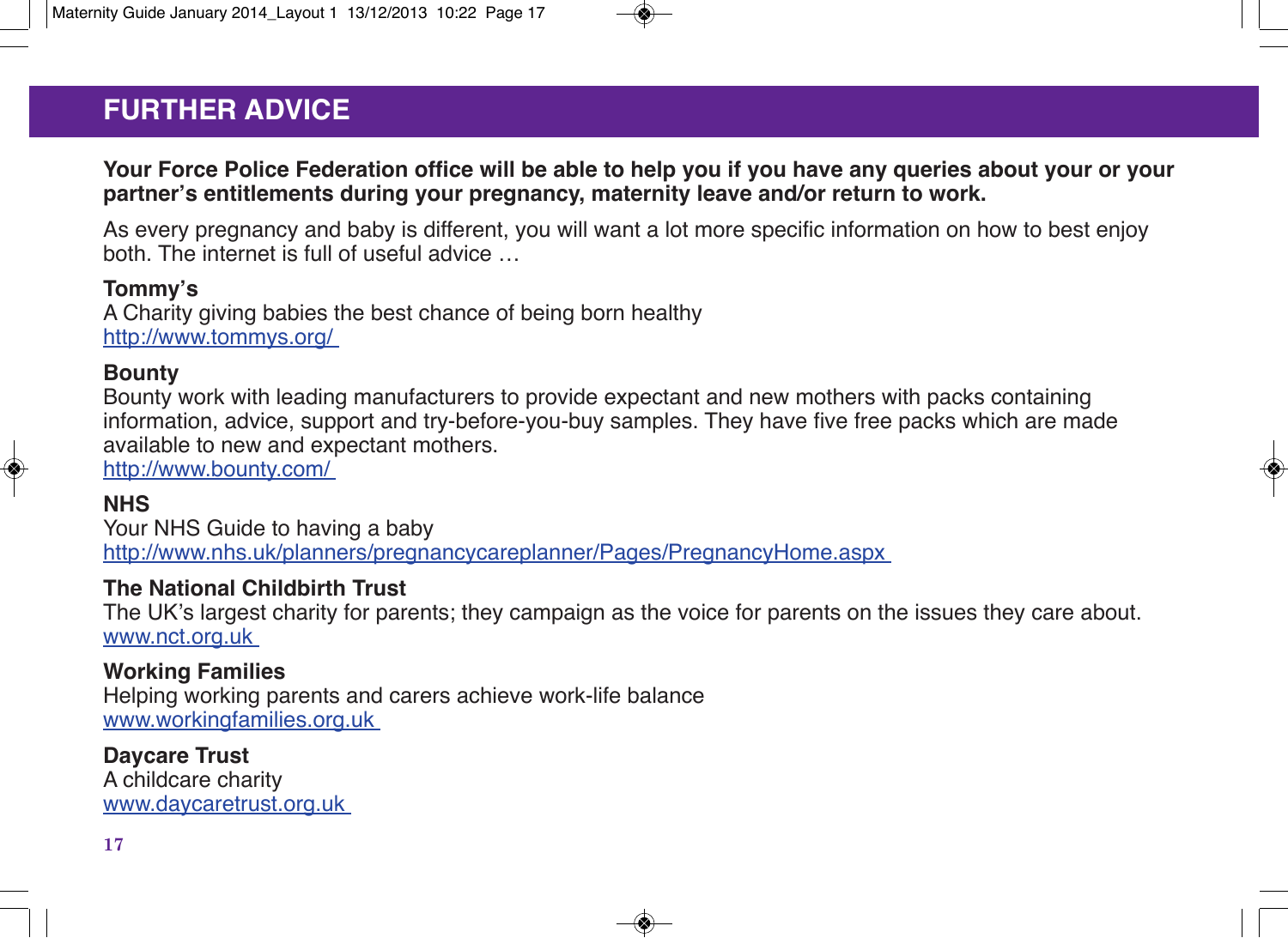# FURTHER ADVICE

**Your Force Police Federation office will be able to help you if you have any queries about your or your partner's entitlements during your pregnancy, maternity leave and/or return to work.**

As every pregnancy and baby is different, you will want a lot more specific information on how to best enjoy both. The internet is full of useful advice …

**Tommy's**
A Charity giving babies the best chance of being born healthy
http://www.tommys.org/

**Bounty**
Bounty work with leading manufacturers to provide expectant and new mothers with packs containing information, advice, support and try-before-you-buy samples. They have five free packs which are made available to new and expectant mothers.
http://www.bounty.com/

**NHS**
Your NHS Guide to having a baby
http://www.nhs.uk/planners/pregnancycareplanner/Pages/PregnancyHome.aspx

**The National Childbirth Trust**
The UK's largest charity for parents; they campaign as the voice for parents on the issues they care about.
www.nct.org.uk

**Working Families**
Helping working parents and carers achieve work-life balance
www.workingfamilies.org.uk

**Daycare Trust**
A childcare charity
www.daycaretrust.org.uk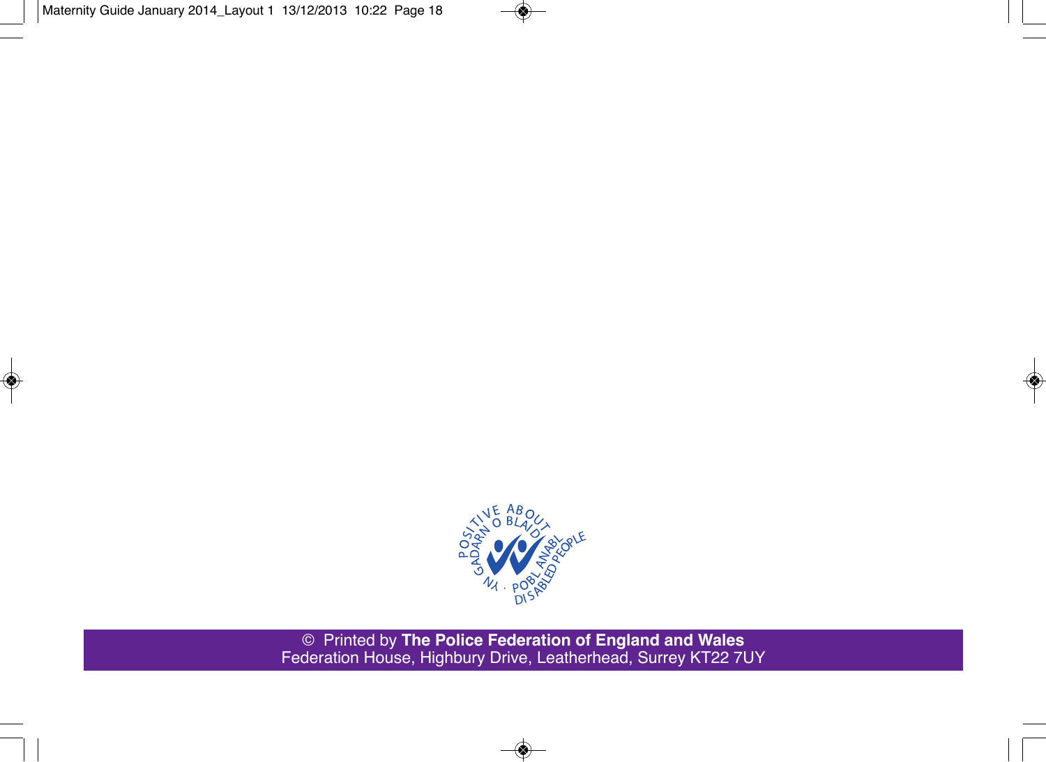© Printed by **The Police Federation of England and Wales**
Federation House, Highbury Drive, Leatherhead, Surrey KT22 7UY